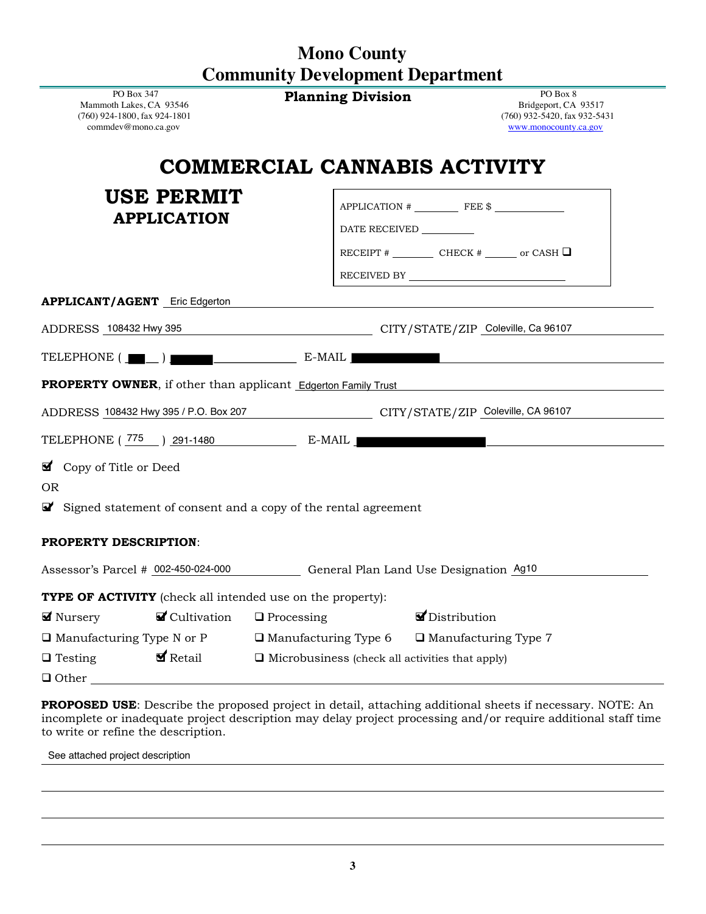# Mono County
# Community Development Department

PO Box 347
Mammoth Lakes, CA 93546
(760) 924-1800, fax 924-1801
commdev@mono.ca.gov

**Planning Division**

PO Box 8
Bridgeport, CA 93517
(760) 932-5420, fax 932-5431
www.monocounty.ca.gov

# COMMERCIAL CANNABIS ACTIVITY

## USE PERMIT
### APPLICATION

APPLICATION # ________ FEE $ ____________

DATE RECEIVED __________

RECEIPT # ________ CHECK # ______ or CASH ☐

RECEIVED BY ____________________________

**APPLICANT/AGENT** Eric Edgerton

ADDRESS 108432 Hwy 395 CITY/STATE/ZIP Coleville, Ca 96107

TELEPHONE ( ███ ) ████ E-MAIL ████████

**PROPERTY OWNER**, if other than applicant Edgerton Family Trust

ADDRESS 108432 Hwy 395 / P.O. Box 207 CITY/STATE/ZIP Coleville, CA 96107

TELEPHONE ( 775 ) 291-1480 E-MAIL ████████

☑ Copy of Title or Deed

OR

☑ Signed statement of consent and a copy of the rental agreement

**PROPERTY DESCRIPTION**:

Assessor's Parcel # 002-450-024-000 General Plan Land Use Designation Ag10

**TYPE OF ACTIVITY** (check all intended use on the property):

☑ Nursery ☑ Cultivation ☐ Processing ☑ Distribution

☐ Manufacturing Type N or P ☐ Manufacturing Type 6 ☐ Manufacturing Type 7

☐ Testing ☑ Retail ☐ Microbusiness (check all activities that apply)

☐ Other ____________________________

**PROPOSED USE**: Describe the proposed project in detail, attaching additional sheets if necessary. NOTE: An incomplete or inadequate project description may delay project processing and/or require additional staff time to write or refine the description.

See attached project description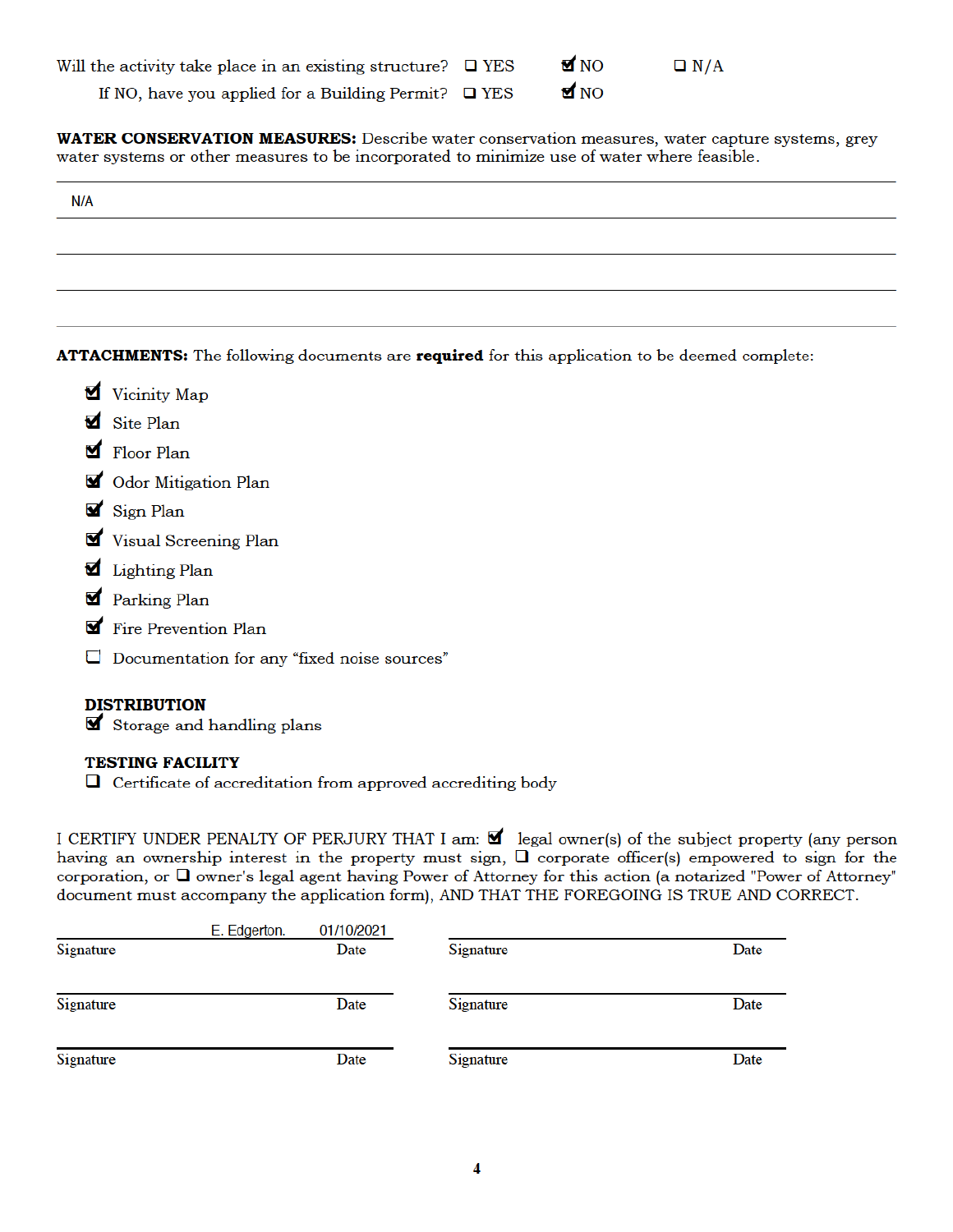Will the activity take place in an existing structure? ☐ YES ☑ NO ☐ N/A

If NO, have you applied for a Building Permit? ☐ YES ☑ NO

**WATER CONSERVATION MEASURES:** Describe water conservation measures, water capture systems, grey water systems or other measures to be incorporated to minimize use of water where feasible.

N/A

**ATTACHMENTS:** The following documents are **required** for this application to be deemed complete:

- ☑ Vicinity Map
- ☑ Site Plan
- ☑ Floor Plan
- ☑ Odor Mitigation Plan
- ☑ Sign Plan
- ☑ Visual Screening Plan
- ☑ Lighting Plan
- ☑ Parking Plan
- ☑ Fire Prevention Plan
- ☐ Documentation for any "fixed noise sources"

**DISTRIBUTION**

- ☑ Storage and handling plans

**TESTING FACILITY**

- ☐ Certificate of accreditation from approved accrediting body

I CERTIFY UNDER PENALTY OF PERJURY THAT I am: ☑ legal owner(s) of the subject property (any person having an ownership interest in the property must sign, ☐ corporate officer(s) empowered to sign for the corporation, or ☐ owner's legal agent having Power of Attorney for this action (a notarized "Power of Attorney" document must accompany the application form), AND THAT THE FOREGOING IS TRUE AND CORRECT.

| Signature | Date | Signature | Date |
|---|---|---|---|
| E. Edgerton. | 01/10/2021 | | |
| | | | |
| | | | |